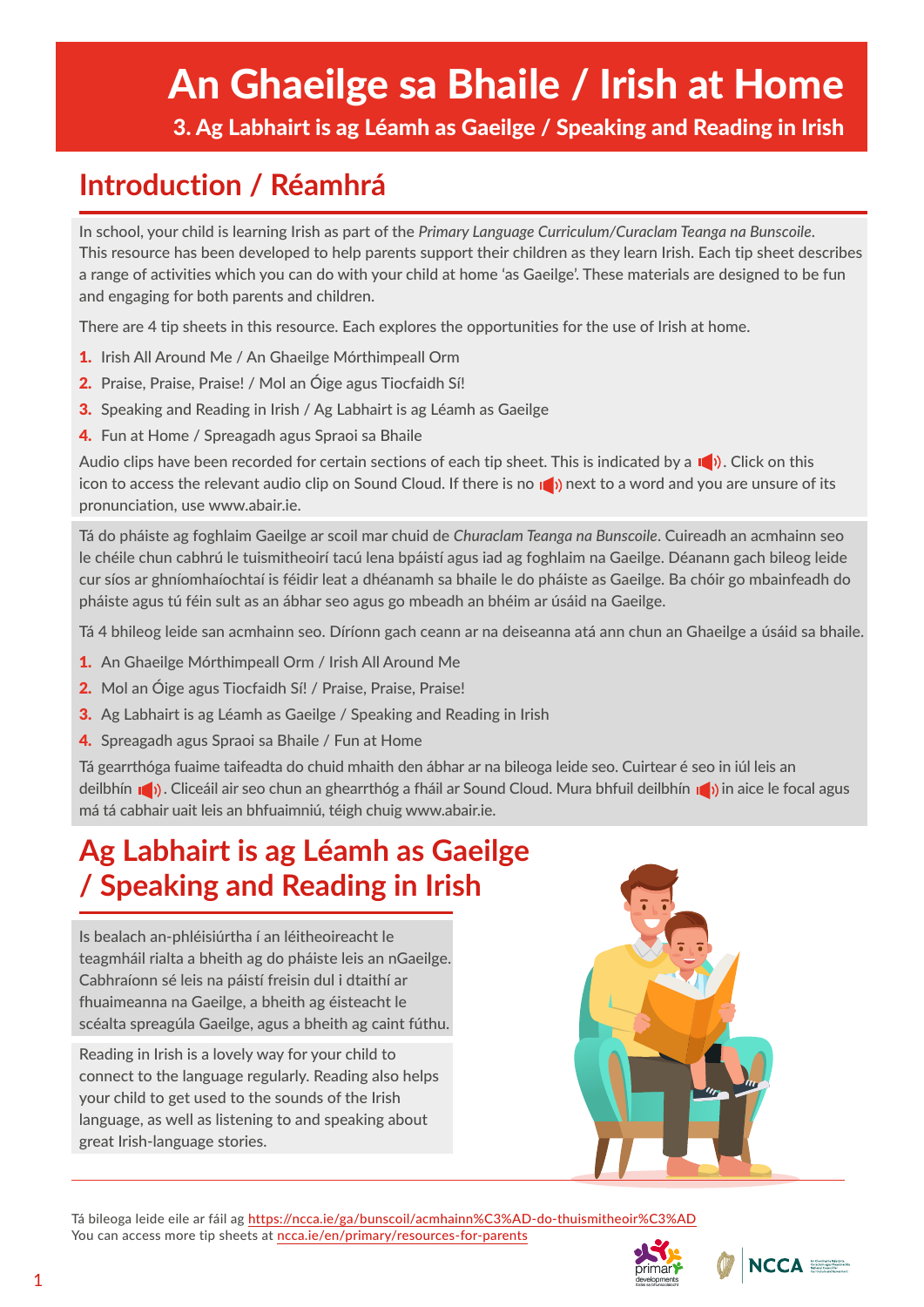# An Ghaeilge sa Bhaile / Irish at Home

## 3. Ag Labhairt is ag Léamh as Gaeilge / Speaking and Reading in Irish

## Introduction / Réamhrá

In school, your child is learning Irish as part of the *Primary Language Curriculum/Curaclam Teanga na Bunscoile*. This resource has been developed to help parents support their children as they learn Irish. Each tip sheet describes a range of activities which you can do with your child at home 'as Gaeilge'. These materials are designed to be fun and engaging for both parents and children.

There are 4 tip sheets in this resource. Each explores the opportunities for the use of Irish at home.

1. Irish All Around Me / An Ghaeilge Mórthimpeall Orm
2. Praise, Praise, Praise! / Mol an Óige agus Tiocfaidh Sí!
3. Speaking and Reading in Irish / Ag Labhairt is ag Léamh as Gaeilge
4. Fun at Home / Spreagadh agus Spraoi sa Bhaile

Audio clips have been recorded for certain sections of each tip sheet. This is indicated by a 🔊. Click on this icon to access the relevant audio clip on Sound Cloud. If there is no 🔊 next to a word and you are unsure of its pronunciation, use www.abair.ie.

Tá do pháiste ag foghlaim Gaeilge ar scoil mar chuid de *Churaclam Teanga na Bunscoile*. Cuireadh an acmhainn seo le chéile chun cabhrú le tuismitheoirí tacú lena bpáistí agus iad ag foghlaim na Gaeilge. Déanann gach bileog leide cur síos ar ghníomhaíochtaí is féidir leat a dhéanamh sa bhaile le do pháiste as Gaeilge. Ba chóir go mbainfeadh do pháiste agus tú féin sult as an ábhar seo agus go mbeadh an bhéim ar úsáid na Gaeilge.

Tá 4 bhileog leide san acmhainn seo. Díríonn gach ceann ar na deiseanna atá ann chun an Ghaeilge a úsáid sa bhaile.

1. An Ghaeilge Mórthimpeall Orm / Irish All Around Me
2. Mol an Óige agus Tiocfaidh Sí! / Praise, Praise, Praise!
3. Ag Labhairt is ag Léamh as Gaeilge / Speaking and Reading in Irish
4. Spreagadh agus Spraoi sa Bhaile / Fun at Home

Tá gearrthóga fuaime taifeadta do chuid mhaith den ábhar ar na bileoga leide seo. Cuirtear é seo in iúl leis an deilbhín 🔊. Cliceáil air seo chun an ghearrthóg a fháil ar Sound Cloud. Mura bhfuil deilbhín 🔊 in aice le focal agus má tá cabhair uait leis an bhfuaimniú, téigh chuig www.abair.ie.

## Ag Labhairt is ag Léamh as Gaeilge / Speaking and Reading in Irish

Is bealach an-phléisiúrtha í an léitheoireacht le teagmháil rialta a bheith ag do pháiste leis an nGaeilge. Cabhraíonn sé leis na páistí freisin dul i dtaithí ar fhuaimeanna na Gaeilge, a bheith ag éisteacht le scéalta spreagúla Gaeilge, agus a bheith ag caint fúthu.

Reading in Irish is a lovely way for your child to connect to the language regularly. Reading also helps your child to get used to the sounds of the Irish language, as well as listening to and speaking about great Irish-language stories.

Tá bileoga leide eile ar fáil ag https://ncca.ie/ga/bunscoil/acmhainn%C3%AD-do-thuismitheoir%C3%AD
You can access more tip sheets at ncca.ie/en/primary/resources-for-parents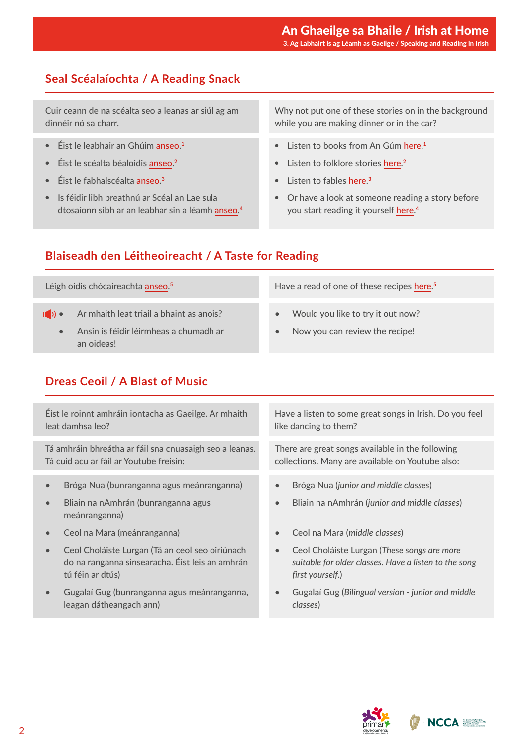## Seal Scéalaíochta / A Reading Snack

Cuir ceann de na scéalta seo a leanas ar siúl ag am dinnéir nó sa charr.

- Éist le leabhair an Ghúim anseo.[1]
- Éist le scéalta béaloidis anseo.[2]
- Éist le fabhalscéalta anseo.[3]
- Is féidir libh breathnú ar Scéal an Lae sula dtosaíonn sibh ar an leabhar sin a léamh anseo.[4]

Why not put one of these stories on in the background while you are making dinner or in the car?

- Listen to books from An Gúm here.[1]
- Listen to folklore stories here.[2]
- Listen to fables here.[3]
- Or have a look at someone reading a story before you start reading it yourself here.[4]

## Blaiseadh den Léitheoireacht / A Taste for Reading

Léigh oidis chócaireachta anseo.[5]

- Ar mhaith leat triail a bhaint as anois?
- Ansin is féidir léirmheas a chumadh ar an oideas!

Have a read of one of these recipes here.[5]

- Would you like to try it out now?
- Now you can review the recipe!

## Dreas Ceoil / A Blast of Music

Éist le roinnt amhráin iontacha as Gaeilge. Ar mhaith leat damhsa leo?

Tá amhráin bhreátha ar fáil sna cnuasaigh seo a leanas. Tá cuid acu ar fáil ar Youtube freisin:

- Bróga Nua (bunranganna agus meánranganna)
- Bliain na nAmhrán (bunranganna agus meánranganna)
- Ceol na Mara (meánranganna)
- Ceol Choláiste Lurgan (Tá an ceol seo oiriúnach do na ranganna sinsearacha. Éist leis an amhrán tú féin ar dtús)
- Gugalaí Gug (bunranganna agus meánranganna, leagan dátheangach ann)

Have a listen to some great songs in Irish. Do you feel like dancing to them?

There are great songs available in the following collections. Many are available on Youtube also:

- Bróga Nua (*junior and middle classes*)
- Bliain na nAmhrán (*junior and middle classes*)
- Ceol na Mara (*middle classes*)
- Ceol Choláiste Lurgan (*These songs are more suitable for older classes. Have a listen to the song first yourself.*)
- Gugalaí Gug (*Bilingual version - junior and middle classes*)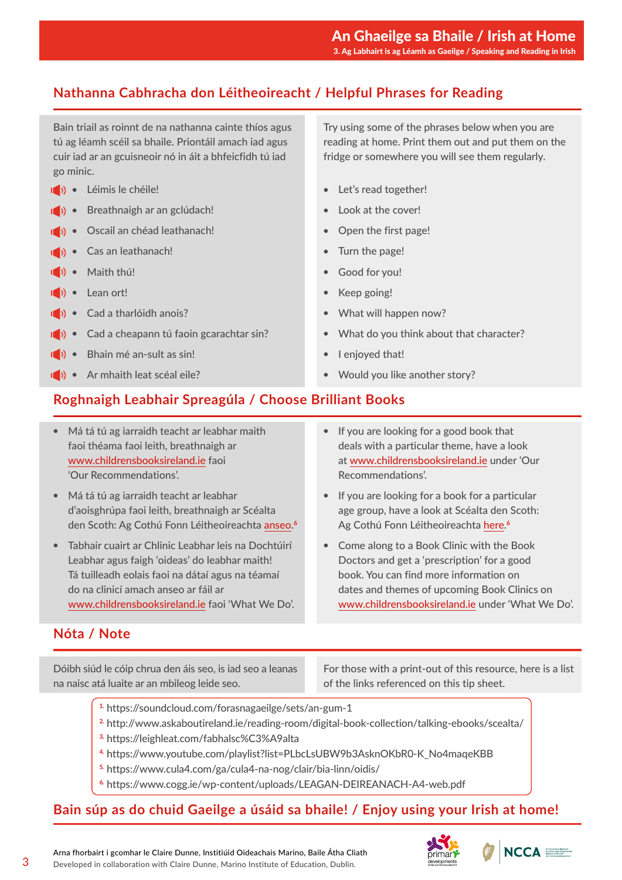# An Ghaeilge sa Bhaile / Irish at Home

3. Ag Labhairt is ag Léamh as Gaeilge / Speaking and Reading in Irish

## Nathanna Cabhracha don Léitheoireacht / Helpful Phrases for Reading

Bain triail as roinnt de na nathanna cainte thíos agus tú ag léamh scéil sa bhaile. Priontáil amach iad agus cuir iad ar an gcuisneoir nó in áit a bhfeicfidh tú iad go minic.

- Léimis le chéile!
- Breathnaigh ar an gclúdach!
- Oscail an chéad leathanach!
- Cas an leathanach!
- Maith thú!
- Lean ort!
- Cad a tharlóidh anois?
- Cad a cheapann tú faoin gcarachtar sin?
- Bhain mé an-sult as sin!
- Ar mhaith leat scéal eile?

Try using some of the phrases below when you are reading at home. Print them out and put them on the fridge or somewhere you will see them regularly.

- Let's read together!
- Look at the cover!
- Open the first page!
- Turn the page!
- Good for you!
- Keep going!
- What will happen now?
- What do you think about that character?
- I enjoyed that!
- Would you like another story?

## Roghnaigh Leabhair Spreagúla / Choose Brilliant Books

- Má tá tú ag iarraidh teacht ar leabhar maith faoi théama faoi leith, breathnaigh ar www.childrensbooksireland.ie faoi 'Our Recommendations'.
- Má tá tú ag iarraidh teacht ar leabhar d'aoisghrúpa faoi leith, breathnaigh ar Scéalta den Scoth: Ag Cothú Fonn Léitheoireachta anseo.[6]
- Tabhair cuairt ar Chlinic Leabhar leis na Dochtúirí Leabhar agus faigh 'oideas' do leabhar maith! Tá tuilleadh eolais faoi na dátaí agus na téamaí do na clinicí amach anseo ar fáil ar www.childrensbooksireland.ie faoi 'What We Do'.

- If you are looking for a good book that deals with a particular theme, have a look at www.childrensbooksireland.ie under 'Our Recommendations'.
- If you are looking for a book for a particular age group, have a look at Scéalta den Scoth: Ag Cothú Fonn Léitheoireachta here.[6]
- Come along to a Book Clinic with the Book Doctors and get a 'prescription' for a good book. You can find more information on dates and themes of upcoming Book Clinics on www.childrensbooksireland.ie under 'What We Do'.

## Nóta / Note

Dóibh siúd le cóip chrua den áis seo, is iad seo a leanas na naisc atá luaite ar an mbileog leide seo.

For those with a print-out of this resource, here is a list of the links referenced on this tip sheet.

1. https://soundcloud.com/forasnagaeilge/sets/an-gum-1
2. http://www.askaboutireland.ie/reading-room/digital-book-collection/talking-ebooks/scealta/
3. https://leighleat.com/fabhalsc%C3%A9alta
4. https://www.youtube.com/playlist?list=PLbcLsUBW9b3AsknOKbR0-K_No4maqeKBB
5. https://www.cula4.com/ga/cula4-na-nog/clair/bia-linn/oidis/
6. https://www.cogg.ie/wp-content/uploads/LEAGAN-DEIREANACH-A4-web.pdf

## Bain súp as do chuid Gaeilge a úsáid sa bhaile! / Enjoy using your Irish at home!

Arna fhorbairt i gcomhar le Claire Dunne, Institiúid Oideachais Marino, Baile Átha Cliath
Developed in collaboration with Claire Dunne, Marino Institute of Education, Dublin.